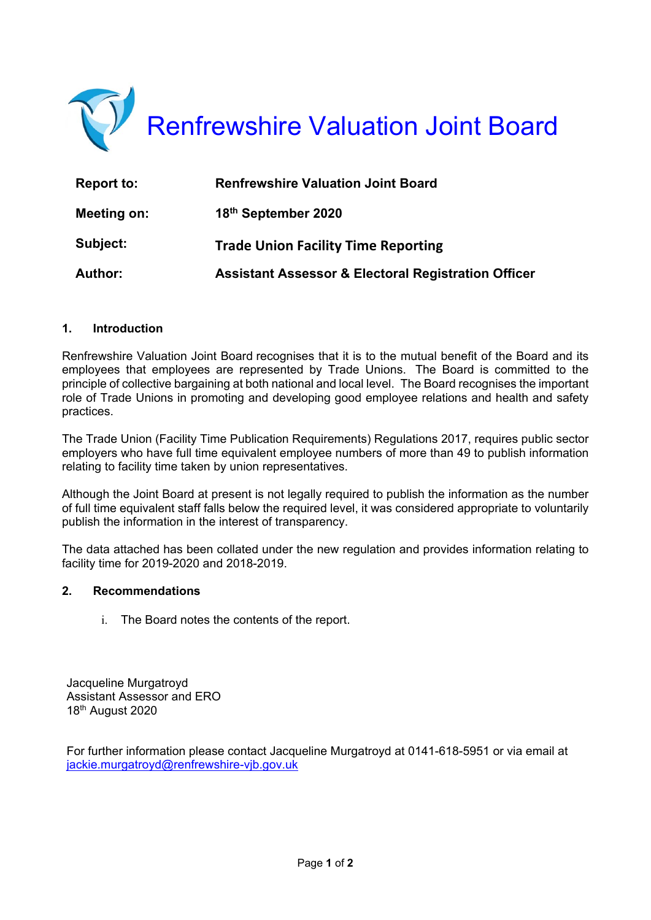# Renfrewshire Valuation Joint Board

| | |
|---|---|
| **Report to:** | **Renfrewshire Valuation Joint Board** |
| **Meeting on:** | **18th September 2020** |
| **Subject:** | **Trade Union Facility Time Reporting** |
| **Author:** | **Assistant Assessor & Electoral Registration Officer** |

## 1. Introduction

Renfrewshire Valuation Joint Board recognises that it is to the mutual benefit of the Board and its employees that employees are represented by Trade Unions. The Board is committed to the principle of collective bargaining at both national and local level. The Board recognises the important role of Trade Unions in promoting and developing good employee relations and health and safety practices.

The Trade Union (Facility Time Publication Requirements) Regulations 2017, requires public sector employers who have full time equivalent employee numbers of more than 49 to publish information relating to facility time taken by union representatives.

Although the Joint Board at present is not legally required to publish the information as the number of full time equivalent staff falls below the required level, it was considered appropriate to voluntarily publish the information in the interest of transparency.

The data attached has been collated under the new regulation and provides information relating to facility time for 2019-2020 and 2018-2019.

## 2. Recommendations

i. The Board notes the contents of the report.

Jacqueline Murgatroyd
Assistant Assessor and ERO
18th August 2020

For further information please contact Jacqueline Murgatroyd at 0141-618-5951 or via email at jackie.murgatroyd@renfrewshire-vjb.gov.uk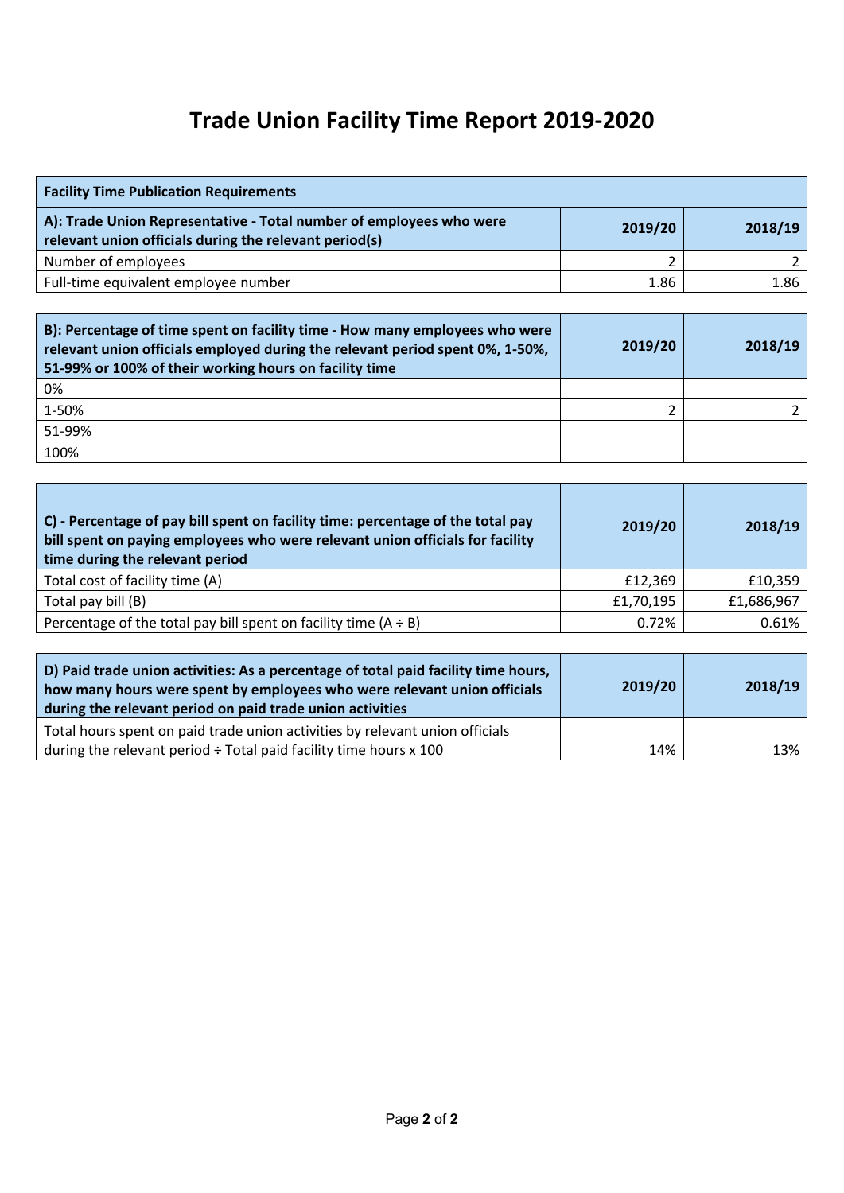# Trade Union Facility Time Report 2019-2020

| Facility Time Publication Requirements | | |
|---|---|---|
| **A): Trade Union Representative - Total number of employees who were relevant union officials during the relevant period(s)** | **2019/20** | **2018/19** |
| Number of employees | 2 | 2 |
| Full-time equivalent employee number | 1.86 | 1.86 |

| **B): Percentage of time spent on facility time - How many employees who were relevant union officials employed during the relevant period spent 0%, 1-50%, 51-99% or 100% of their working hours on facility time** | **2019/20** | **2018/19** |
|---|---|---|
| 0% | | |
| 1-50% | 2 | 2 |
| 51-99% | | |
| 100% | | |

| **C) - Percentage of pay bill spent on facility time: percentage of the total pay bill spent on paying employees who were relevant union officials for facility time during the relevant period** | **2019/20** | **2018/19** |
|---|---|---|
| Total cost of facility time (A) | £12,369 | £10,359 |
| Total pay bill (B) | £1,70,195 | £1,686,967 |
| Percentage of the total pay bill spent on facility time (A ÷ B) | 0.72% | 0.61% |

| **D) Paid trade union activities: As a percentage of total paid facility time hours, how many hours were spent by employees who were relevant union officials during the relevant period on paid trade union activities** | **2019/20** | **2018/19** |
|---|---|---|
| Total hours spent on paid trade union activities by relevant union officials during the relevant period ÷ Total paid facility time hours x 100 | 14% | 13% |